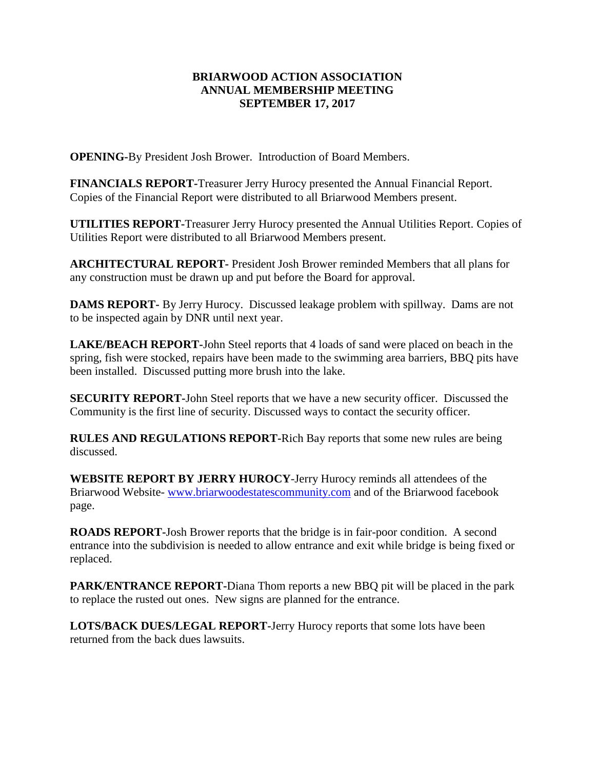# BRIARWOOD ACTION ASSOCIATION
## ANNUAL MEMBERSHIP MEETING
## SEPTEMBER 17, 2017

**OPENING-**By President Josh Brower. Introduction of Board Members.

**FINANCIALS REPORT-**Treasurer Jerry Hurocy presented the Annual Financial Report. Copies of the Financial Report were distributed to all Briarwood Members present.

**UTILITIES REPORT-**Treasurer Jerry Hurocy presented the Annual Utilities Report. Copies of Utilities Report were distributed to all Briarwood Members present.

**ARCHITECTURAL REPORT-** President Josh Brower reminded Members that all plans for any construction must be drawn up and put before the Board for approval.

**DAMS REPORT-** By Jerry Hurocy. Discussed leakage problem with spillway. Dams are not to be inspected again by DNR until next year.

**LAKE/BEACH REPORT**-John Steel reports that 4 loads of sand were placed on beach in the spring, fish were stocked, repairs have been made to the swimming area barriers, BBQ pits have been installed. Discussed putting more brush into the lake.

**SECURITY REPORT-**John Steel reports that we have a new security officer. Discussed the Community is the first line of security. Discussed ways to contact the security officer.

**RULES AND REGULATIONS REPORT**-Rich Bay reports that some new rules are being discussed.

**WEBSITE REPORT BY JERRY HUROCY**-Jerry Hurocy reminds all attendees of the Briarwood Website- [www.briarwoodestatescommunity.com](http://www.briarwoodestatescommunity.com) and of the Briarwood facebook page.

**ROADS REPORT**-Josh Brower reports that the bridge is in fair-poor condition. A second entrance into the subdivision is needed to allow entrance and exit while bridge is being fixed or replaced.

**PARK/ENTRANCE REPORT-**Diana Thom reports a new BBQ pit will be placed in the park to replace the rusted out ones. New signs are planned for the entrance.

**LOTS/BACK DUES/LEGAL REPORT-**Jerry Hurocy reports that some lots have been returned from the back dues lawsuits.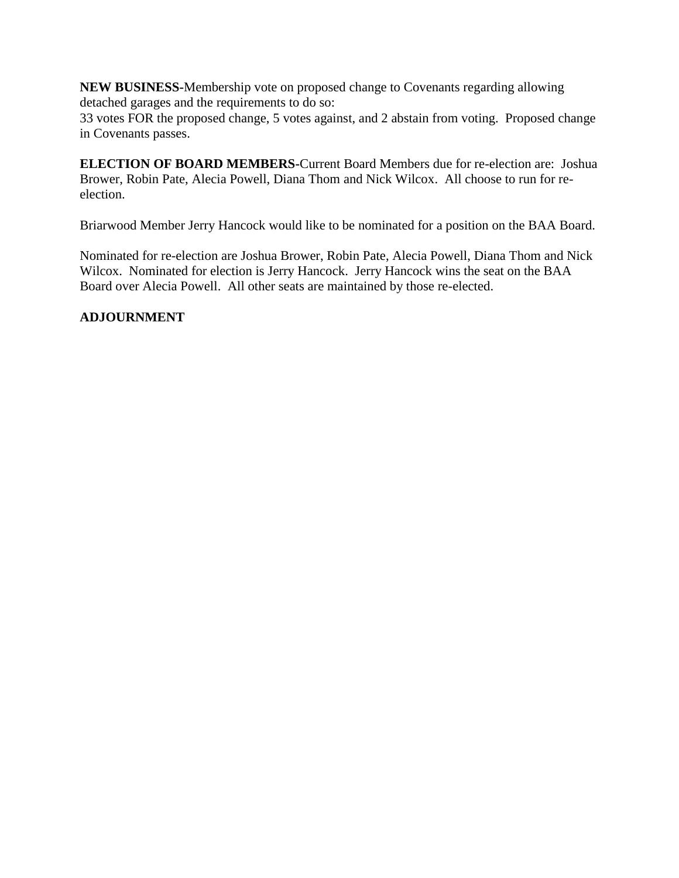**NEW BUSINESS**-Membership vote on proposed change to Covenants regarding allowing detached garages and the requirements to do so:
33 votes FOR the proposed change, 5 votes against, and 2 abstain from voting. Proposed change in Covenants passes.

**ELECTION OF BOARD MEMBERS**-Current Board Members due for re-election are: Joshua Brower, Robin Pate, Alecia Powell, Diana Thom and Nick Wilcox. All choose to run for re-election.

Briarwood Member Jerry Hancock would like to be nominated for a position on the BAA Board.

Nominated for re-election are Joshua Brower, Robin Pate, Alecia Powell, Diana Thom and Nick Wilcox. Nominated for election is Jerry Hancock. Jerry Hancock wins the seat on the BAA Board over Alecia Powell. All other seats are maintained by those re-elected.

**ADJOURNMENT**